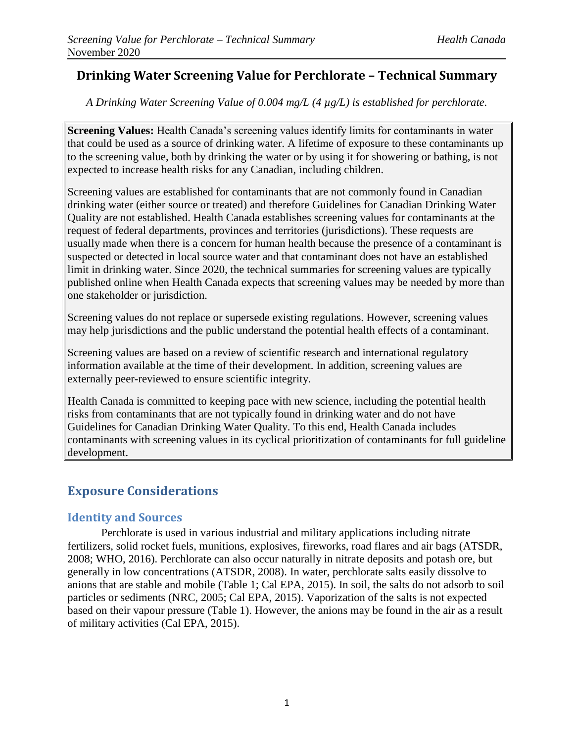# Drinking Water Screening Value for Perchlorate – Technical Summary

*A Drinking Water Screening Value of 0.004 mg/L (4 μg/L) is established for perchlorate.*

**Screening Values:** Health Canada's screening values identify limits for contaminants in water that could be used as a source of drinking water. A lifetime of exposure to these contaminants up to the screening value, both by drinking the water or by using it for showering or bathing, is not expected to increase health risks for any Canadian, including children.

Screening values are established for contaminants that are not commonly found in Canadian drinking water (either source or treated) and therefore Guidelines for Canadian Drinking Water Quality are not established. Health Canada establishes screening values for contaminants at the request of federal departments, provinces and territories (jurisdictions). These requests are usually made when there is a concern for human health because the presence of a contaminant is suspected or detected in local source water and that contaminant does not have an established limit in drinking water. Since 2020, the technical summaries for screening values are typically published online when Health Canada expects that screening values may be needed by more than one stakeholder or jurisdiction.

Screening values do not replace or supersede existing regulations. However, screening values may help jurisdictions and the public understand the potential health effects of a contaminant.

Screening values are based on a review of scientific research and international regulatory information available at the time of their development. In addition, screening values are externally peer-reviewed to ensure scientific integrity.

Health Canada is committed to keeping pace with new science, including the potential health risks from contaminants that are not typically found in drinking water and do not have Guidelines for Canadian Drinking Water Quality. To this end, Health Canada includes contaminants with screening values in its cyclical prioritization of contaminants for full guideline development.

## Exposure Considerations

### Identity and Sources

Perchlorate is used in various industrial and military applications including nitrate fertilizers, solid rocket fuels, munitions, explosives, fireworks, road flares and air bags (ATSDR, 2008; WHO, 2016). Perchlorate can also occur naturally in nitrate deposits and potash ore, but generally in low concentrations (ATSDR, 2008). In water, perchlorate salts easily dissolve to anions that are stable and mobile (Table 1; Cal EPA, 2015). In soil, the salts do not adsorb to soil particles or sediments (NRC, 2005; Cal EPA, 2015). Vaporization of the salts is not expected based on their vapour pressure (Table 1). However, the anions may be found in the air as a result of military activities (Cal EPA, 2015).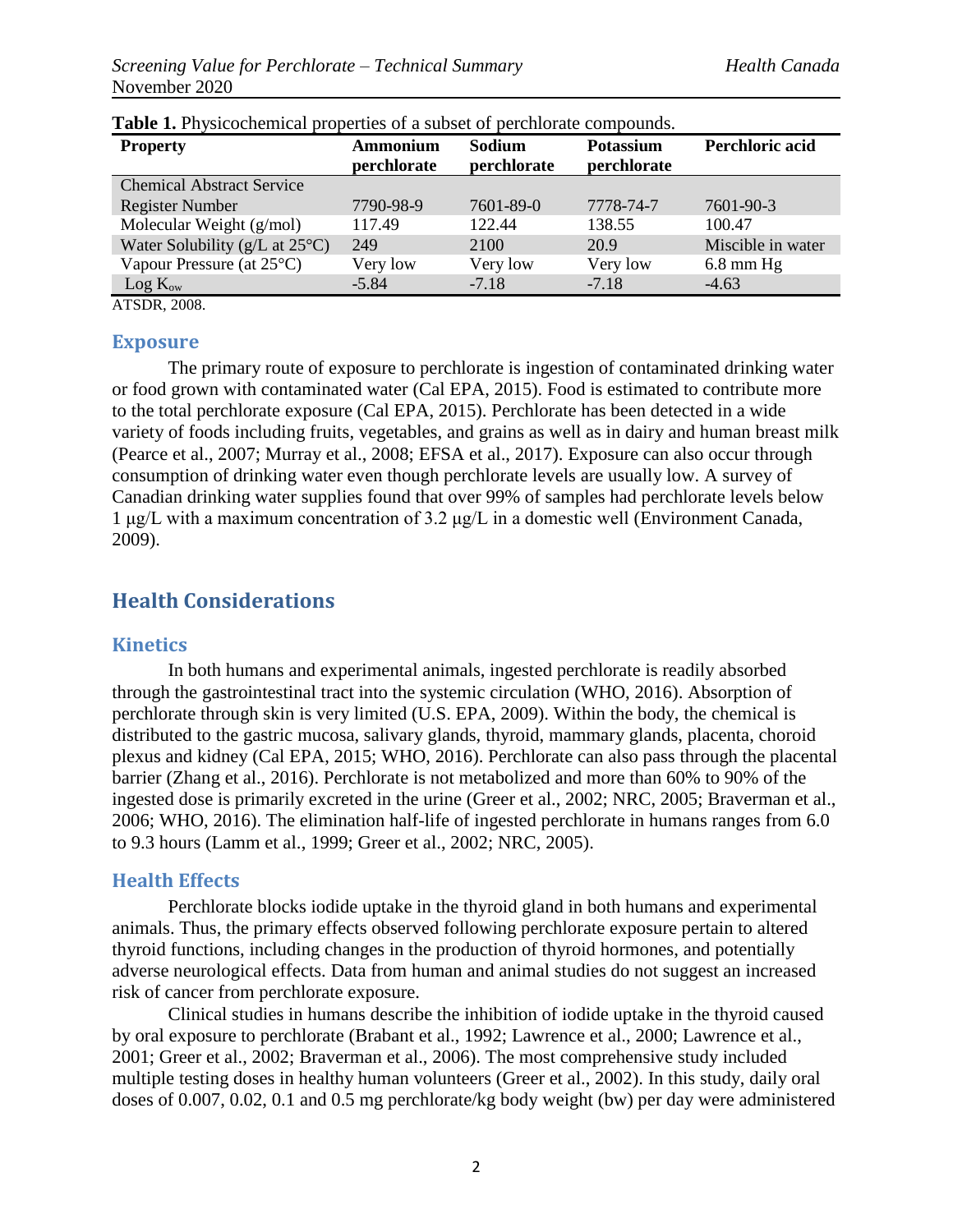**Table 1.** Physicochemical properties of a subset of perchlorate compounds.

| Property | Ammonium perchlorate | Sodium perchlorate | Potassium perchlorate | Perchloric acid |
|---|---|---|---|---|
| Chemical Abstract Service Register Number | 7790-98-9 | 7601-89-0 | 7778-74-7 | 7601-90-3 |
| Molecular Weight (g/mol) | 117.49 | 122.44 | 138.55 | 100.47 |
| Water Solubility (g/L at 25°C) | 249 | 2100 | 20.9 | Miscible in water |
| Vapour Pressure (at 25°C) | Very low | Very low | Very low | 6.8 mm Hg |
| Log $K_{ow}$ | -5.84 | -7.18 | -7.18 | -4.63 |

ATSDR, 2008.

### Exposure

The primary route of exposure to perchlorate is ingestion of contaminated drinking water or food grown with contaminated water (Cal EPA, 2015). Food is estimated to contribute more to the total perchlorate exposure (Cal EPA, 2015). Perchlorate has been detected in a wide variety of foods including fruits, vegetables, and grains as well as in dairy and human breast milk (Pearce et al., 2007; Murray et al., 2008; EFSA et al., 2017). Exposure can also occur through consumption of drinking water even though perchlorate levels are usually low. A survey of Canadian drinking water supplies found that over 99% of samples had perchlorate levels below 1 μg/L with a maximum concentration of 3.2 μg/L in a domestic well (Environment Canada, 2009).

## Health Considerations

### Kinetics

In both humans and experimental animals, ingested perchlorate is readily absorbed through the gastrointestinal tract into the systemic circulation (WHO, 2016). Absorption of perchlorate through skin is very limited (U.S. EPA, 2009). Within the body, the chemical is distributed to the gastric mucosa, salivary glands, thyroid, mammary glands, placenta, choroid plexus and kidney (Cal EPA, 2015; WHO, 2016). Perchlorate can also pass through the placental barrier (Zhang et al., 2016). Perchlorate is not metabolized and more than 60% to 90% of the ingested dose is primarily excreted in the urine (Greer et al., 2002; NRC, 2005; Braverman et al., 2006; WHO, 2016). The elimination half-life of ingested perchlorate in humans ranges from 6.0 to 9.3 hours (Lamm et al., 1999; Greer et al., 2002; NRC, 2005).

### Health Effects

Perchlorate blocks iodide uptake in the thyroid gland in both humans and experimental animals. Thus, the primary effects observed following perchlorate exposure pertain to altered thyroid functions, including changes in the production of thyroid hormones, and potentially adverse neurological effects. Data from human and animal studies do not suggest an increased risk of cancer from perchlorate exposure.

Clinical studies in humans describe the inhibition of iodide uptake in the thyroid caused by oral exposure to perchlorate (Brabant et al., 1992; Lawrence et al., 2000; Lawrence et al., 2001; Greer et al., 2002; Braverman et al., 2006). The most comprehensive study included multiple testing doses in healthy human volunteers (Greer et al., 2002). In this study, daily oral doses of 0.007, 0.02, 0.1 and 0.5 mg perchlorate/kg body weight (bw) per day were administered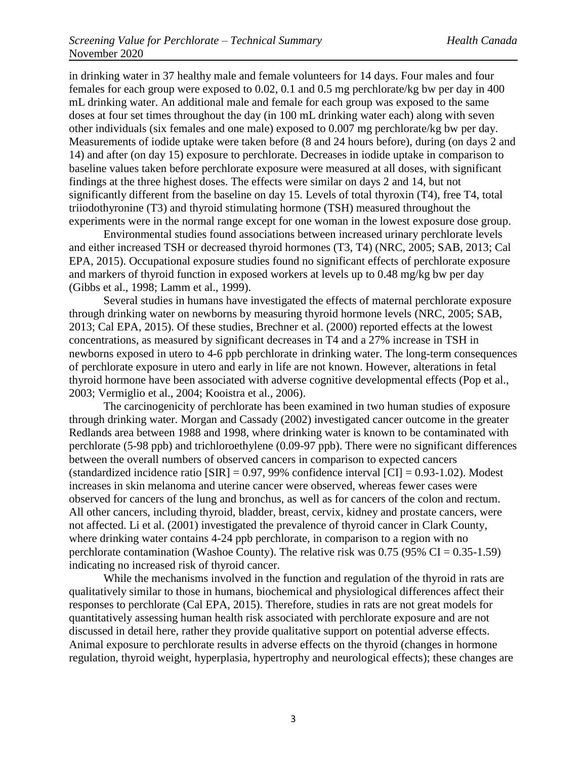in drinking water in 37 healthy male and female volunteers for 14 days. Four males and four females for each group were exposed to 0.02, 0.1 and 0.5 mg perchlorate/kg bw per day in 400 mL drinking water. An additional male and female for each group was exposed to the same doses at four set times throughout the day (in 100 mL drinking water each) along with seven other individuals (six females and one male) exposed to 0.007 mg perchlorate/kg bw per day. Measurements of iodide uptake were taken before (8 and 24 hours before), during (on days 2 and 14) and after (on day 15) exposure to perchlorate. Decreases in iodide uptake in comparison to baseline values taken before perchlorate exposure were measured at all doses, with significant findings at the three highest doses. The effects were similar on days 2 and 14, but not significantly different from the baseline on day 15. Levels of total thyroxin (T4), free T4, total triiodothyronine (T3) and thyroid stimulating hormone (TSH) measured throughout the experiments were in the normal range except for one woman in the lowest exposure dose group.

Environmental studies found associations between increased urinary perchlorate levels and either increased TSH or decreased thyroid hormones (T3, T4) (NRC, 2005; SAB, 2013; Cal EPA, 2015). Occupational exposure studies found no significant effects of perchlorate exposure and markers of thyroid function in exposed workers at levels up to 0.48 mg/kg bw per day (Gibbs et al., 1998; Lamm et al., 1999).

Several studies in humans have investigated the effects of maternal perchlorate exposure through drinking water on newborns by measuring thyroid hormone levels (NRC, 2005; SAB, 2013; Cal EPA, 2015). Of these studies, Brechner et al. (2000) reported effects at the lowest concentrations, as measured by significant decreases in T4 and a 27% increase in TSH in newborns exposed in utero to 4-6 ppb perchlorate in drinking water. The long-term consequences of perchlorate exposure in utero and early in life are not known. However, alterations in fetal thyroid hormone have been associated with adverse cognitive developmental effects (Pop et al., 2003; Vermiglio et al., 2004; Kooistra et al., 2006).

The carcinogenicity of perchlorate has been examined in two human studies of exposure through drinking water. Morgan and Cassady (2002) investigated cancer outcome in the greater Redlands area between 1988 and 1998, where drinking water is known to be contaminated with perchlorate (5-98 ppb) and trichloroethylene (0.09-97 ppb). There were no significant differences between the overall numbers of observed cancers in comparison to expected cancers (standardized incidence ratio [SIR] = 0.97, 99% confidence interval [CI] = 0.93-1.02). Modest increases in skin melanoma and uterine cancer were observed, whereas fewer cases were observed for cancers of the lung and bronchus, as well as for cancers of the colon and rectum. All other cancers, including thyroid, bladder, breast, cervix, kidney and prostate cancers, were not affected. Li et al. (2001) investigated the prevalence of thyroid cancer in Clark County, where drinking water contains 4-24 ppb perchlorate, in comparison to a region with no perchlorate contamination (Washoe County). The relative risk was 0.75 (95% CI = 0.35-1.59) indicating no increased risk of thyroid cancer.

While the mechanisms involved in the function and regulation of the thyroid in rats are qualitatively similar to those in humans, biochemical and physiological differences affect their responses to perchlorate (Cal EPA, 2015). Therefore, studies in rats are not great models for quantitatively assessing human health risk associated with perchlorate exposure and are not discussed in detail here, rather they provide qualitative support on potential adverse effects. Animal exposure to perchlorate results in adverse effects on the thyroid (changes in hormone regulation, thyroid weight, hyperplasia, hypertrophy and neurological effects); these changes are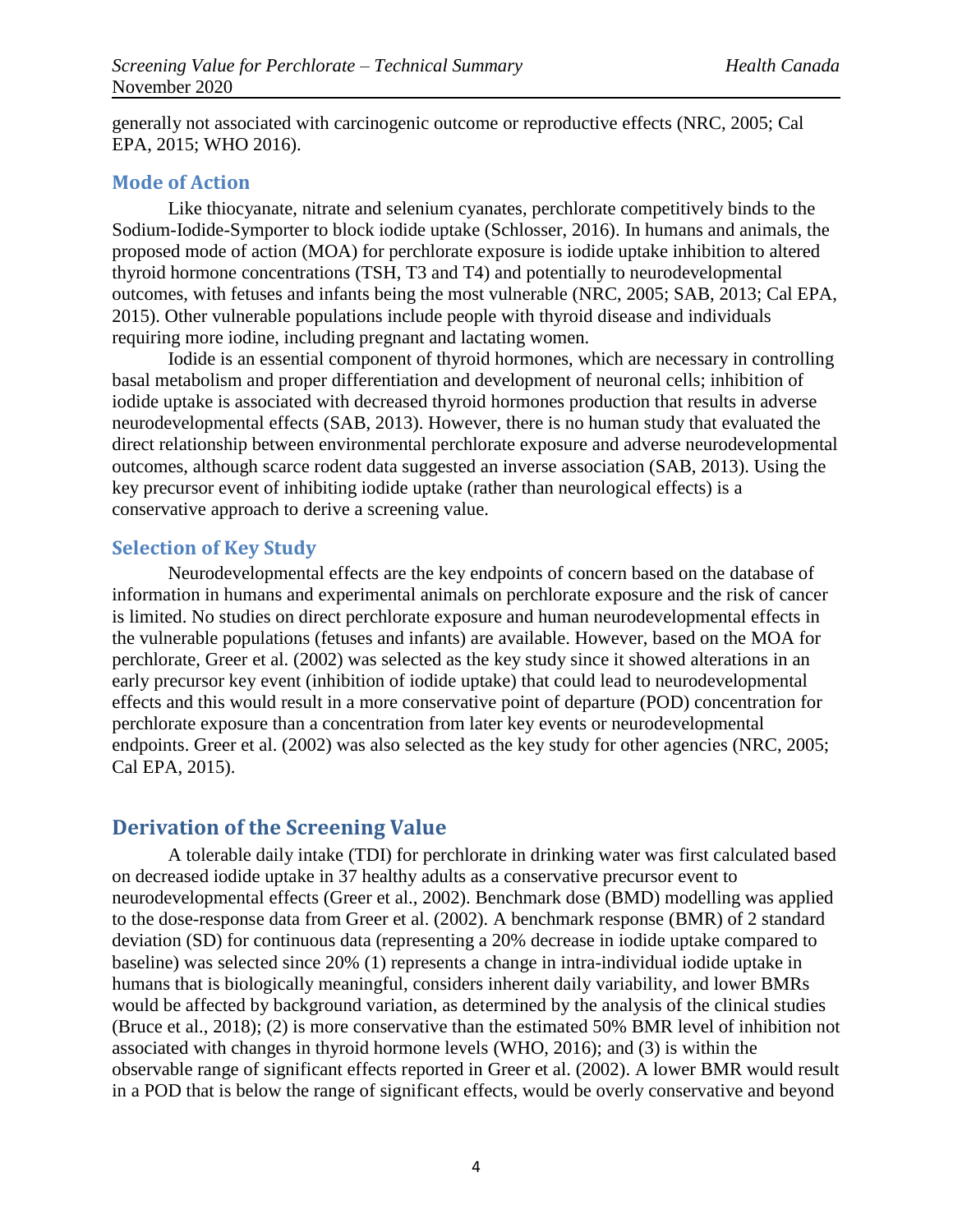generally not associated with carcinogenic outcome or reproductive effects (NRC, 2005; Cal EPA, 2015; WHO 2016).

### Mode of Action

Like thiocyanate, nitrate and selenium cyanates, perchlorate competitively binds to the Sodium-Iodide-Symporter to block iodide uptake (Schlosser, 2016). In humans and animals, the proposed mode of action (MOA) for perchlorate exposure is iodide uptake inhibition to altered thyroid hormone concentrations (TSH, T3 and T4) and potentially to neurodevelopmental outcomes, with fetuses and infants being the most vulnerable (NRC, 2005; SAB, 2013; Cal EPA, 2015). Other vulnerable populations include people with thyroid disease and individuals requiring more iodine, including pregnant and lactating women.

Iodide is an essential component of thyroid hormones, which are necessary in controlling basal metabolism and proper differentiation and development of neuronal cells; inhibition of iodide uptake is associated with decreased thyroid hormones production that results in adverse neurodevelopmental effects (SAB, 2013). However, there is no human study that evaluated the direct relationship between environmental perchlorate exposure and adverse neurodevelopmental outcomes, although scarce rodent data suggested an inverse association (SAB, 2013). Using the key precursor event of inhibiting iodide uptake (rather than neurological effects) is a conservative approach to derive a screening value.

### Selection of Key Study

Neurodevelopmental effects are the key endpoints of concern based on the database of information in humans and experimental animals on perchlorate exposure and the risk of cancer is limited. No studies on direct perchlorate exposure and human neurodevelopmental effects in the vulnerable populations (fetuses and infants) are available. However, based on the MOA for perchlorate, Greer et al. (2002) was selected as the key study since it showed alterations in an early precursor key event (inhibition of iodide uptake) that could lead to neurodevelopmental effects and this would result in a more conservative point of departure (POD) concentration for perchlorate exposure than a concentration from later key events or neurodevelopmental endpoints. Greer et al. (2002) was also selected as the key study for other agencies (NRC, 2005; Cal EPA, 2015).

## Derivation of the Screening Value

A tolerable daily intake (TDI) for perchlorate in drinking water was first calculated based on decreased iodide uptake in 37 healthy adults as a conservative precursor event to neurodevelopmental effects (Greer et al., 2002). Benchmark dose (BMD) modelling was applied to the dose-response data from Greer et al. (2002). A benchmark response (BMR) of 2 standard deviation (SD) for continuous data (representing a 20% decrease in iodide uptake compared to baseline) was selected since 20% (1) represents a change in intra-individual iodide uptake in humans that is biologically meaningful, considers inherent daily variability, and lower BMRs would be affected by background variation, as determined by the analysis of the clinical studies (Bruce et al., 2018); (2) is more conservative than the estimated 50% BMR level of inhibition not associated with changes in thyroid hormone levels (WHO, 2016); and (3) is within the observable range of significant effects reported in Greer et al. (2002). A lower BMR would result in a POD that is below the range of significant effects, would be overly conservative and beyond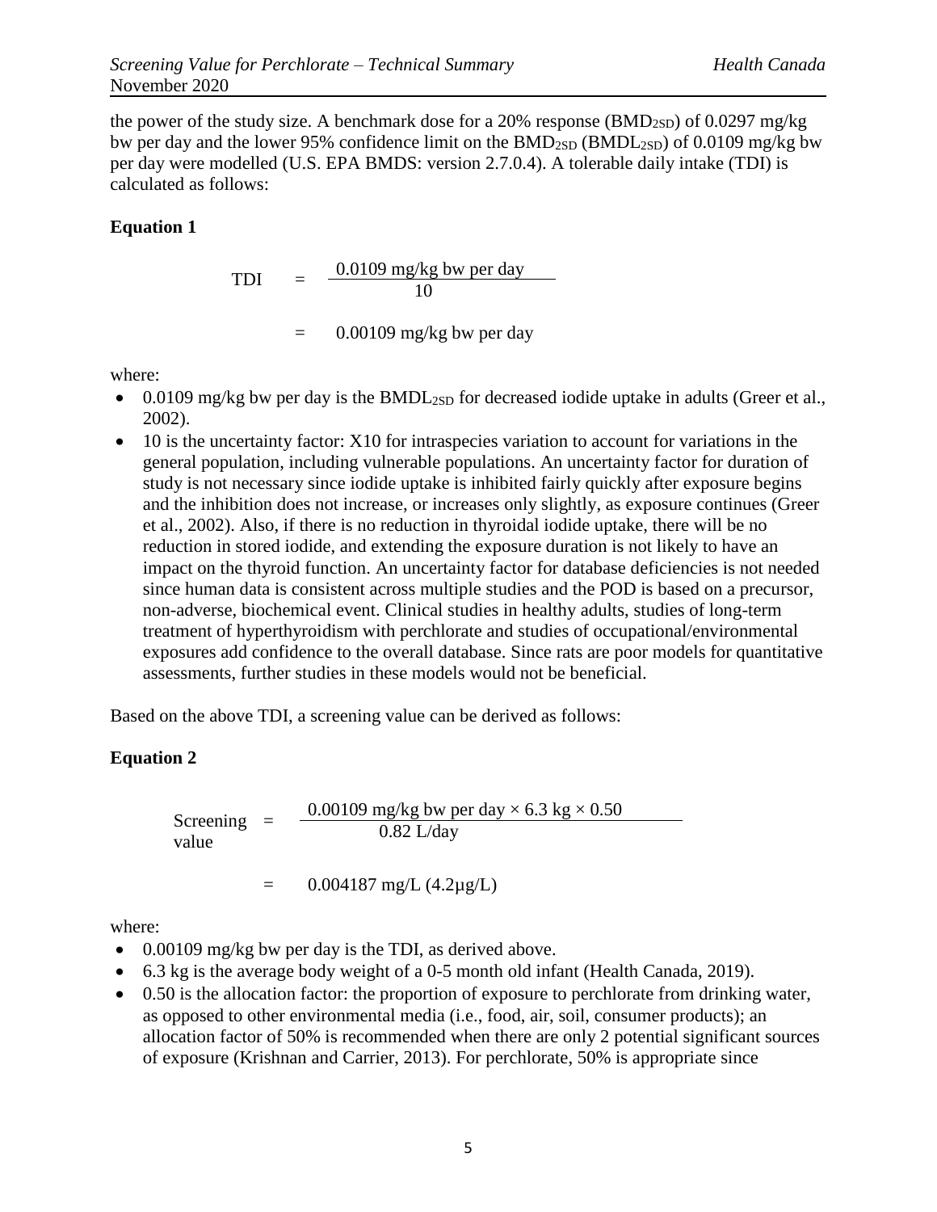the power of the study size. A benchmark dose for a 20% response ($BMD_{2SD}$) of 0.0297 mg/kg bw per day and the lower 95% confidence limit on the $BMD_{2SD}$ ($BMDL_{2SD}$) of 0.0109 mg/kg bw per day were modelled (U.S. EPA BMDS: version 2.7.0.4). A tolerable daily intake (TDI) is calculated as follows:

**Equation 1**

$$\text{TDI} = \frac{0.0109 \text{ mg/kg bw per day}}{10}$$

$$= 0.00109 \text{ mg/kg bw per day}$$

where:

- 0.0109 mg/kg bw per day is the $BMDL_{2SD}$ for decreased iodide uptake in adults (Greer et al., 2002).
- 10 is the uncertainty factor: X10 for intraspecies variation to account for variations in the general population, including vulnerable populations. An uncertainty factor for duration of study is not necessary since iodide uptake is inhibited fairly quickly after exposure begins and the inhibition does not increase, or increases only slightly, as exposure continues (Greer et al., 2002). Also, if there is no reduction in thyroidal iodide uptake, there will be no reduction in stored iodide, and extending the exposure duration is not likely to have an impact on the thyroid function. An uncertainty factor for database deficiencies is not needed since human data is consistent across multiple studies and the POD is based on a precursor, non-adverse, biochemical event. Clinical studies in healthy adults, studies of long-term treatment of hyperthyroidism with perchlorate and studies of occupational/environmental exposures add confidence to the overall database. Since rats are poor models for quantitative assessments, further studies in these models would not be beneficial.

Based on the above TDI, a screening value can be derived as follows:

**Equation 2**

$$\text{Screening value} = \frac{0.00109 \text{ mg/kg bw per day} \times 6.3 \text{ kg} \times 0.50}{0.82 \text{ L/day}}$$

$$= 0.004187 \text{ mg/L } (4.2 \mu\text{g/L})$$

where:

- 0.00109 mg/kg bw per day is the TDI, as derived above.
- 6.3 kg is the average body weight of a 0-5 month old infant (Health Canada, 2019).
- 0.50 is the allocation factor: the proportion of exposure to perchlorate from drinking water, as opposed to other environmental media (i.e., food, air, soil, consumer products); an allocation factor of 50% is recommended when there are only 2 potential significant sources of exposure (Krishnan and Carrier, 2013). For perchlorate, 50% is appropriate since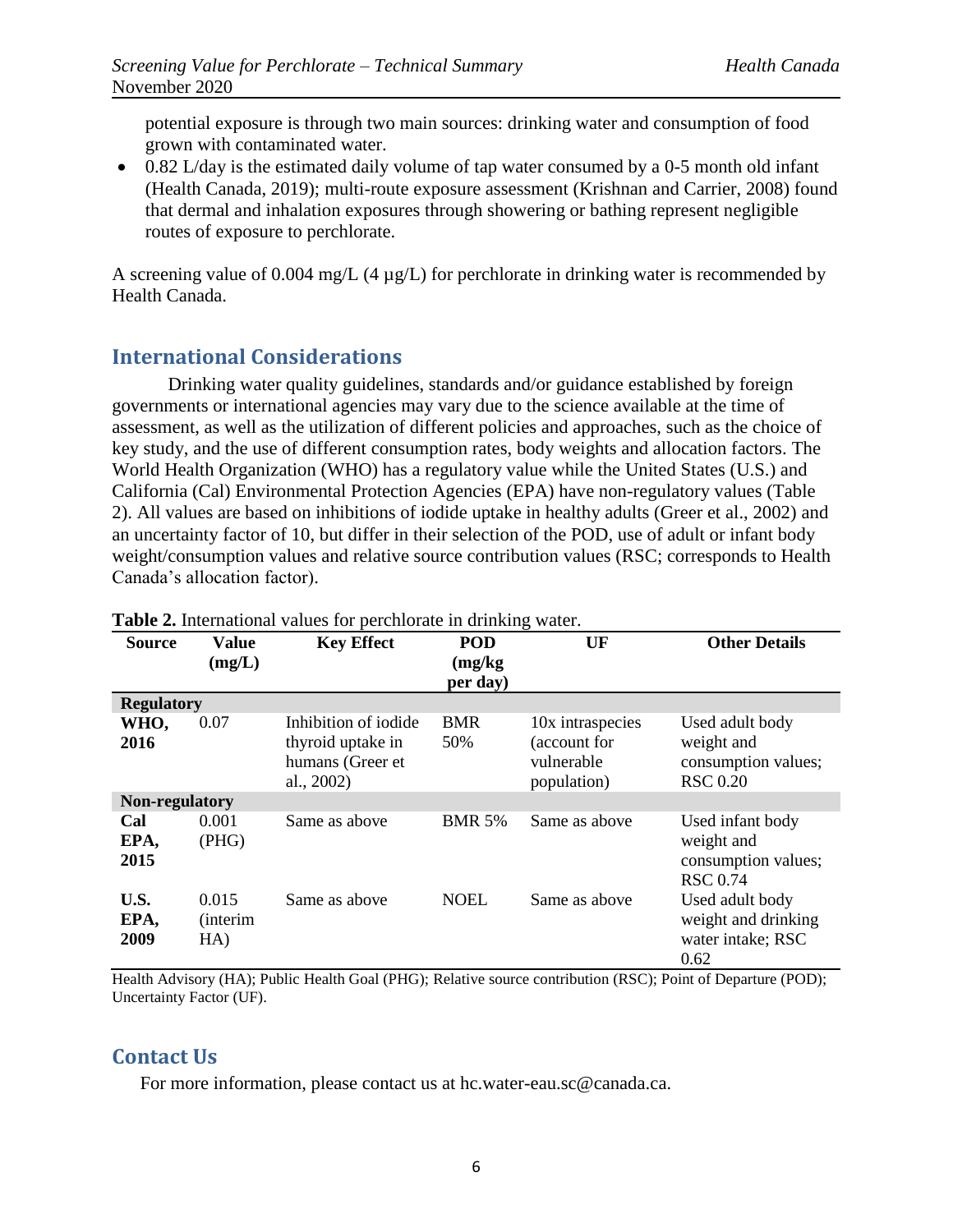potential exposure is through two main sources: drinking water and consumption of food grown with contaminated water.

- 0.82 L/day is the estimated daily volume of tap water consumed by a 0-5 month old infant (Health Canada, 2019); multi-route exposure assessment (Krishnan and Carrier, 2008) found that dermal and inhalation exposures through showering or bathing represent negligible routes of exposure to perchlorate.

A screening value of 0.004 mg/L (4 µg/L) for perchlorate in drinking water is recommended by Health Canada.

## International Considerations

Drinking water quality guidelines, standards and/or guidance established by foreign governments or international agencies may vary due to the science available at the time of assessment, as well as the utilization of different policies and approaches, such as the choice of key study, and the use of different consumption rates, body weights and allocation factors. The World Health Organization (WHO) has a regulatory value while the United States (U.S.) and California (Cal) Environmental Protection Agencies (EPA) have non-regulatory values (Table 2). All values are based on inhibitions of iodide uptake in healthy adults (Greer et al., 2002) and an uncertainty factor of 10, but differ in their selection of the POD, use of adult or infant body weight/consumption values and relative source contribution values (RSC; corresponds to Health Canada's allocation factor).

**Table 2.** International values for perchlorate in drinking water.

| Source | Value (mg/L) | Key Effect | POD (mg/kg per day) | UF | Other Details |
|---|---|---|---|---|---|
| **Regulatory** | | | | | |
| **WHO, 2016** | 0.07 | Inhibition of iodide thyroid uptake in humans (Greer et al., 2002) | BMR 50% | 10x intraspecies (account for vulnerable population) | Used adult body weight and consumption values; RSC 0.20 |
| **Non-regulatory** | | | | | |
| **Cal EPA, 2015** | 0.001 (PHG) | Same as above | BMR 5% | Same as above | Used infant body weight and consumption values; RSC 0.74 |
| **U.S. EPA, 2009** | 0.015 (interim HA) | Same as above | NOEL | Same as above | Used adult body weight and drinking water intake; RSC 0.62 |

Health Advisory (HA); Public Health Goal (PHG); Relative source contribution (RSC); Point of Departure (POD); Uncertainty Factor (UF).

## Contact Us

For more information, please contact us at hc.water-eau.sc@canada.ca.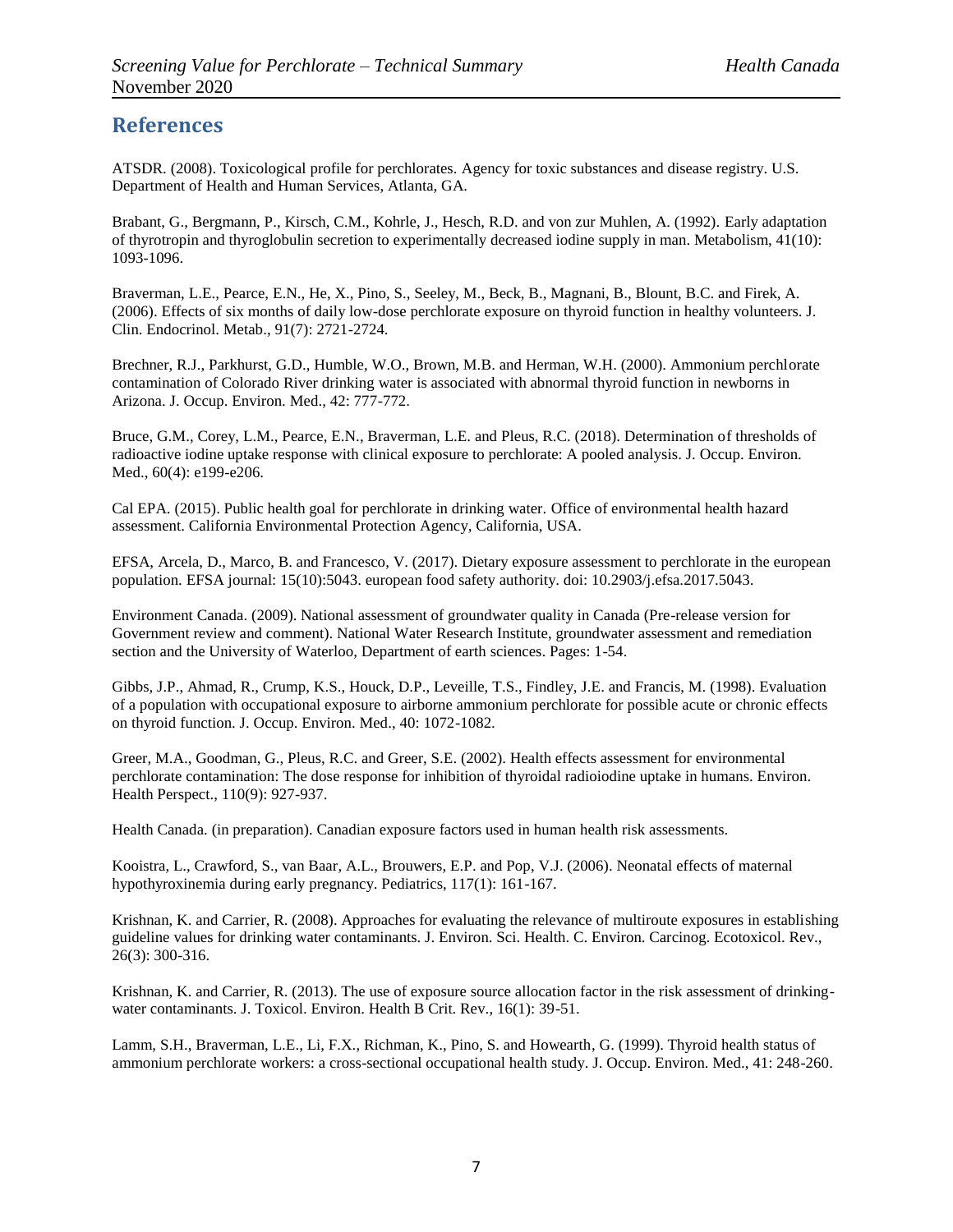## References

ATSDR. (2008). Toxicological profile for perchlorates. Agency for toxic substances and disease registry. U.S. Department of Health and Human Services, Atlanta, GA.

Brabant, G., Bergmann, P., Kirsch, C.M., Kohrle, J., Hesch, R.D. and von zur Muhlen, A. (1992). Early adaptation of thyrotropin and thyroglobulin secretion to experimentally decreased iodine supply in man. Metabolism, 41(10): 1093-1096.

Braverman, L.E., Pearce, E.N., He, X., Pino, S., Seeley, M., Beck, B., Magnani, B., Blount, B.C. and Firek, A. (2006). Effects of six months of daily low-dose perchlorate exposure on thyroid function in healthy volunteers. J. Clin. Endocrinol. Metab., 91(7): 2721-2724.

Brechner, R.J., Parkhurst, G.D., Humble, W.O., Brown, M.B. and Herman, W.H. (2000). Ammonium perchlorate contamination of Colorado River drinking water is associated with abnormal thyroid function in newborns in Arizona. J. Occup. Environ. Med., 42: 777-772.

Bruce, G.M., Corey, L.M., Pearce, E.N., Braverman, L.E. and Pleus, R.C. (2018). Determination of thresholds of radioactive iodine uptake response with clinical exposure to perchlorate: A pooled analysis. J. Occup. Environ. Med., 60(4): e199-e206.

Cal EPA. (2015). Public health goal for perchlorate in drinking water. Office of environmental health hazard assessment. California Environmental Protection Agency, California, USA.

EFSA, Arcela, D., Marco, B. and Francesco, V. (2017). Dietary exposure assessment to perchlorate in the european population. EFSA journal: 15(10):5043. european food safety authority. doi: 10.2903/j.efsa.2017.5043.

Environment Canada. (2009). National assessment of groundwater quality in Canada (Pre-release version for Government review and comment). National Water Research Institute, groundwater assessment and remediation section and the University of Waterloo, Department of earth sciences. Pages: 1-54.

Gibbs, J.P., Ahmad, R., Crump, K.S., Houck, D.P., Leveille, T.S., Findley, J.E. and Francis, M. (1998). Evaluation of a population with occupational exposure to airborne ammonium perchlorate for possible acute or chronic effects on thyroid function. J. Occup. Environ. Med., 40: 1072-1082.

Greer, M.A., Goodman, G., Pleus, R.C. and Greer, S.E. (2002). Health effects assessment for environmental perchlorate contamination: The dose response for inhibition of thyroidal radioiodine uptake in humans. Environ. Health Perspect., 110(9): 927-937.

Health Canada. (in preparation). Canadian exposure factors used in human health risk assessments.

Kooistra, L., Crawford, S., van Baar, A.L., Brouwers, E.P. and Pop, V.J. (2006). Neonatal effects of maternal hypothyroxinemia during early pregnancy. Pediatrics, 117(1): 161-167.

Krishnan, K. and Carrier, R. (2008). Approaches for evaluating the relevance of multiroute exposures in establishing guideline values for drinking water contaminants. J. Environ. Sci. Health. C. Environ. Carcinog. Ecotoxicol. Rev., 26(3): 300-316.

Krishnan, K. and Carrier, R. (2013). The use of exposure source allocation factor in the risk assessment of drinking-water contaminants. J. Toxicol. Environ. Health B Crit. Rev., 16(1): 39-51.

Lamm, S.H., Braverman, L.E., Li, F.X., Richman, K., Pino, S. and Howearth, G. (1999). Thyroid health status of ammonium perchlorate workers: a cross-sectional occupational health study. J. Occup. Environ. Med., 41: 248-260.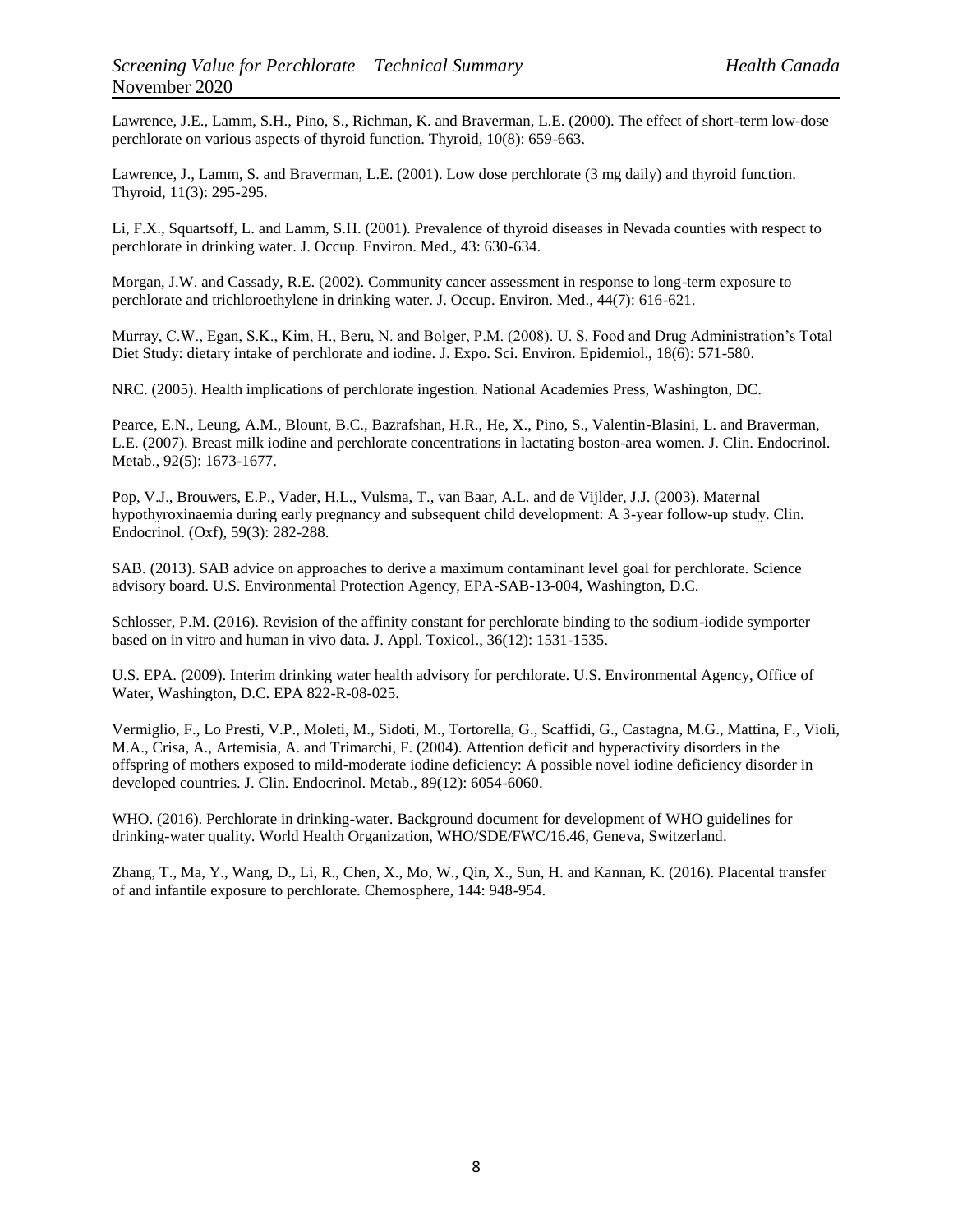Lawrence, J.E., Lamm, S.H., Pino, S., Richman, K. and Braverman, L.E. (2000). The effect of short-term low-dose perchlorate on various aspects of thyroid function. Thyroid, 10(8): 659-663.

Lawrence, J., Lamm, S. and Braverman, L.E. (2001). Low dose perchlorate (3 mg daily) and thyroid function. Thyroid, 11(3): 295-295.

Li, F.X., Squartsoff, L. and Lamm, S.H. (2001). Prevalence of thyroid diseases in Nevada counties with respect to perchlorate in drinking water. J. Occup. Environ. Med., 43: 630-634.

Morgan, J.W. and Cassady, R.E. (2002). Community cancer assessment in response to long-term exposure to perchlorate and trichloroethylene in drinking water. J. Occup. Environ. Med., 44(7): 616-621.

Murray, C.W., Egan, S.K., Kim, H., Beru, N. and Bolger, P.M. (2008). U. S. Food and Drug Administration's Total Diet Study: dietary intake of perchlorate and iodine. J. Expo. Sci. Environ. Epidemiol., 18(6): 571-580.

NRC. (2005). Health implications of perchlorate ingestion. National Academies Press, Washington, DC.

Pearce, E.N., Leung, A.M., Blount, B.C., Bazrafshan, H.R., He, X., Pino, S., Valentin-Blasini, L. and Braverman, L.E. (2007). Breast milk iodine and perchlorate concentrations in lactating boston-area women. J. Clin. Endocrinol. Metab., 92(5): 1673-1677.

Pop, V.J., Brouwers, E.P., Vader, H.L., Vulsma, T., van Baar, A.L. and de Vijlder, J.J. (2003). Maternal hypothyroxinaemia during early pregnancy and subsequent child development: A 3-year follow-up study. Clin. Endocrinol. (Oxf), 59(3): 282-288.

SAB. (2013). SAB advice on approaches to derive a maximum contaminant level goal for perchlorate. Science advisory board. U.S. Environmental Protection Agency, EPA-SAB-13-004, Washington, D.C.

Schlosser, P.M. (2016). Revision of the affinity constant for perchlorate binding to the sodium-iodide symporter based on in vitro and human in vivo data. J. Appl. Toxicol., 36(12): 1531-1535.

U.S. EPA. (2009). Interim drinking water health advisory for perchlorate. U.S. Environmental Agency, Office of Water, Washington, D.C. EPA 822-R-08-025.

Vermiglio, F., Lo Presti, V.P., Moleti, M., Sidoti, M., Tortorella, G., Scaffidi, G., Castagna, M.G., Mattina, F., Violi, M.A., Crisa, A., Artemisia, A. and Trimarchi, F. (2004). Attention deficit and hyperactivity disorders in the offspring of mothers exposed to mild-moderate iodine deficiency: A possible novel iodine deficiency disorder in developed countries. J. Clin. Endocrinol. Metab., 89(12): 6054-6060.

WHO. (2016). Perchlorate in drinking-water. Background document for development of WHO guidelines for drinking-water quality. World Health Organization, WHO/SDE/FWC/16.46, Geneva, Switzerland.

Zhang, T., Ma, Y., Wang, D., Li, R., Chen, X., Mo, W., Qin, X., Sun, H. and Kannan, K. (2016). Placental transfer of and infantile exposure to perchlorate. Chemosphere, 144: 948-954.